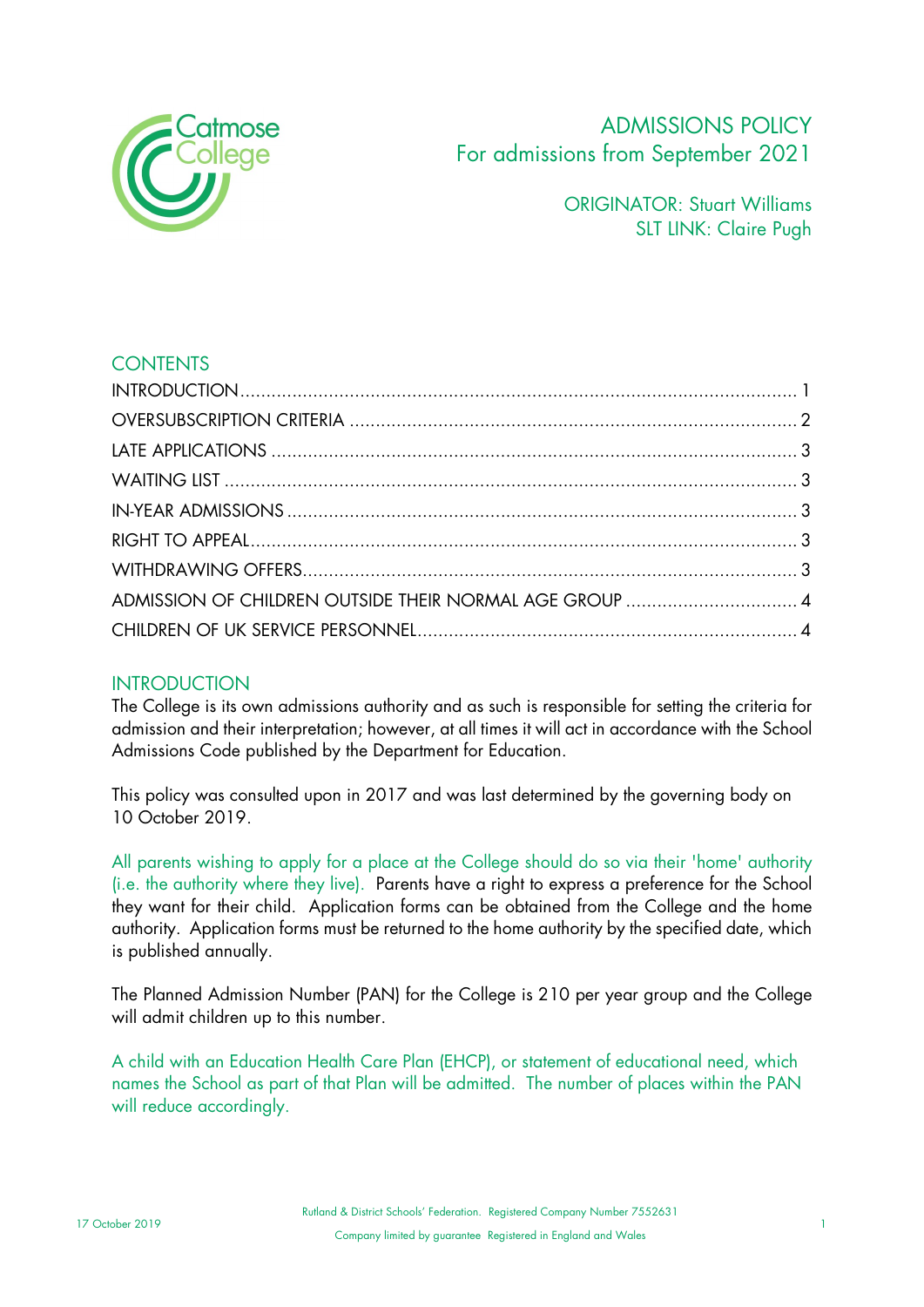Catmose College

# ADMISSIONS POLICY
For admissions from September 2021

ORIGINATOR: Stuart Williams
SLT LINK: Claire Pugh

## CONTENTS

| | |
|---|---|
| INTRODUCTION | 1 |
| OVERSUBSCRIPTION CRITERIA | 2 |
| LATE APPLICATIONS | 3 |
| WAITING LIST | 3 |
| IN-YEAR ADMISSIONS | 3 |
| RIGHT TO APPEAL | 3 |
| WITHDRAWING OFFERS | 3 |
| ADMISSION OF CHILDREN OUTSIDE THEIR NORMAL AGE GROUP | 4 |
| CHILDREN OF UK SERVICE PERSONNEL | 4 |

## INTRODUCTION

The College is its own admissions authority and as such is responsible for setting the criteria for admission and their interpretation; however, at all times it will act in accordance with the School Admissions Code published by the Department for Education.

This policy was consulted upon in 2017 and was last determined by the governing body on 10 October 2019.

All parents wishing to apply for a place at the College should do so via their 'home' authority (i.e. the authority where they live). Parents have a right to express a preference for the School they want for their child. Application forms can be obtained from the College and the home authority. Application forms must be returned to the home authority by the specified date, which is published annually.

The Planned Admission Number (PAN) for the College is 210 per year group and the College will admit children up to this number.

A child with an Education Health Care Plan (EHCP), or statement of educational need, which names the School as part of that Plan will be admitted. The number of places within the PAN will reduce accordingly.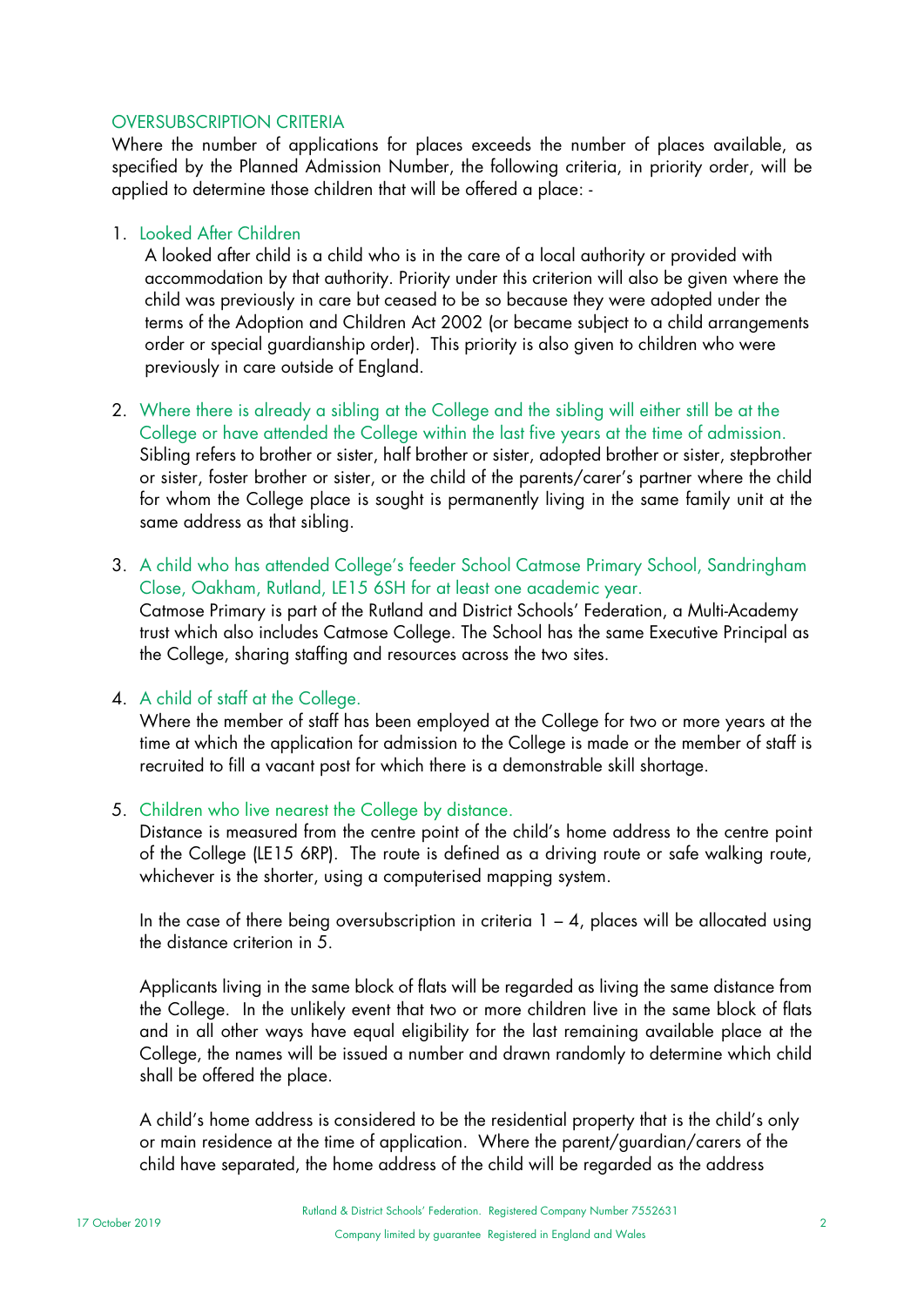## OVERSUBSCRIPTION CRITERIA

Where the number of applications for places exceeds the number of places available, as specified by the Planned Admission Number, the following criteria, in priority order, will be applied to determine those children that will be offered a place: -

1. **Looked After Children**

   A looked after child is a child who is in the care of a local authority or provided with accommodation by that authority. Priority under this criterion will also be given where the child was previously in care but ceased to be so because they were adopted under the terms of the Adoption and Children Act 2002 (or became subject to a child arrangements order or special guardianship order). This priority is also given to children who were previously in care outside of England.

2. **Where there is already a sibling at the College and the sibling will either still be at the College or have attended the College within the last five years at the time of admission.**

   Sibling refers to brother or sister, half brother or sister, adopted brother or sister, stepbrother or sister, foster brother or sister, or the child of the parents/carer's partner where the child for whom the College place is sought is permanently living in the same family unit at the same address as that sibling.

3. **A child who has attended College's feeder School Catmose Primary School, Sandringham Close, Oakham, Rutland, LE15 6SH for at least one academic year.**

   Catmose Primary is part of the Rutland and District Schools' Federation, a Multi-Academy trust which also includes Catmose College. The School has the same Executive Principal as the College, sharing staffing and resources across the two sites.

4. **A child of staff at the College.**

   Where the member of staff has been employed at the College for two or more years at the time at which the application for admission to the College is made or the member of staff is recruited to fill a vacant post for which there is a demonstrable skill shortage.

5. **Children who live nearest the College by distance.**

   Distance is measured from the centre point of the child's home address to the centre point of the College (LE15 6RP). The route is defined as a driving route or safe walking route, whichever is the shorter, using a computerised mapping system.

   In the case of there being oversubscription in criteria 1 – 4, places will be allocated using the distance criterion in 5.

   Applicants living in the same block of flats will be regarded as living the same distance from the College. In the unlikely event that two or more children live in the same block of flats and in all other ways have equal eligibility for the last remaining available place at the College, the names will be issued a number and drawn randomly to determine which child shall be offered the place.

   A child's home address is considered to be the residential property that is the child's only or main residence at the time of application. Where the parent/guardian/carers of the child have separated, the home address of the child will be regarded as the address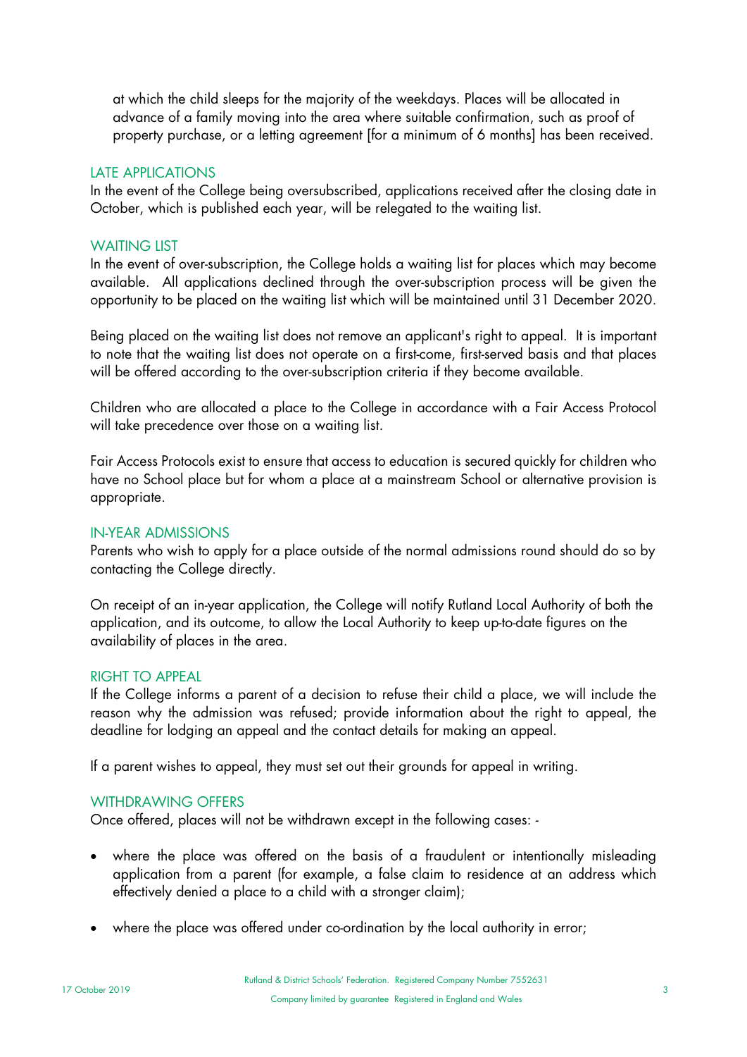at which the child sleeps for the majority of the weekdays. Places will be allocated in advance of a family moving into the area where suitable confirmation, such as proof of property purchase, or a letting agreement [for a minimum of 6 months] has been received.

## LATE APPLICATIONS

In the event of the College being oversubscribed, applications received after the closing date in October, which is published each year, will be relegated to the waiting list.

## WAITING LIST

In the event of over-subscription, the College holds a waiting list for places which may become available. All applications declined through the over-subscription process will be given the opportunity to be placed on the waiting list which will be maintained until 31 December 2020.

Being placed on the waiting list does not remove an applicant's right to appeal. It is important to note that the waiting list does not operate on a first-come, first-served basis and that places will be offered according to the over-subscription criteria if they become available.

Children who are allocated a place to the College in accordance with a Fair Access Protocol will take precedence over those on a waiting list.

Fair Access Protocols exist to ensure that access to education is secured quickly for children who have no School place but for whom a place at a mainstream School or alternative provision is appropriate.

## IN-YEAR ADMISSIONS

Parents who wish to apply for a place outside of the normal admissions round should do so by contacting the College directly.

On receipt of an in-year application, the College will notify Rutland Local Authority of both the application, and its outcome, to allow the Local Authority to keep up-to-date figures on the availability of places in the area.

## RIGHT TO APPEAL

If the College informs a parent of a decision to refuse their child a place, we will include the reason why the admission was refused; provide information about the right to appeal, the deadline for lodging an appeal and the contact details for making an appeal.

If a parent wishes to appeal, they must set out their grounds for appeal in writing.

## WITHDRAWING OFFERS

Once offered, places will not be withdrawn except in the following cases: -

- where the place was offered on the basis of a fraudulent or intentionally misleading application from a parent (for example, a false claim to residence at an address which effectively denied a place to a child with a stronger claim);
- where the place was offered under co-ordination by the local authority in error;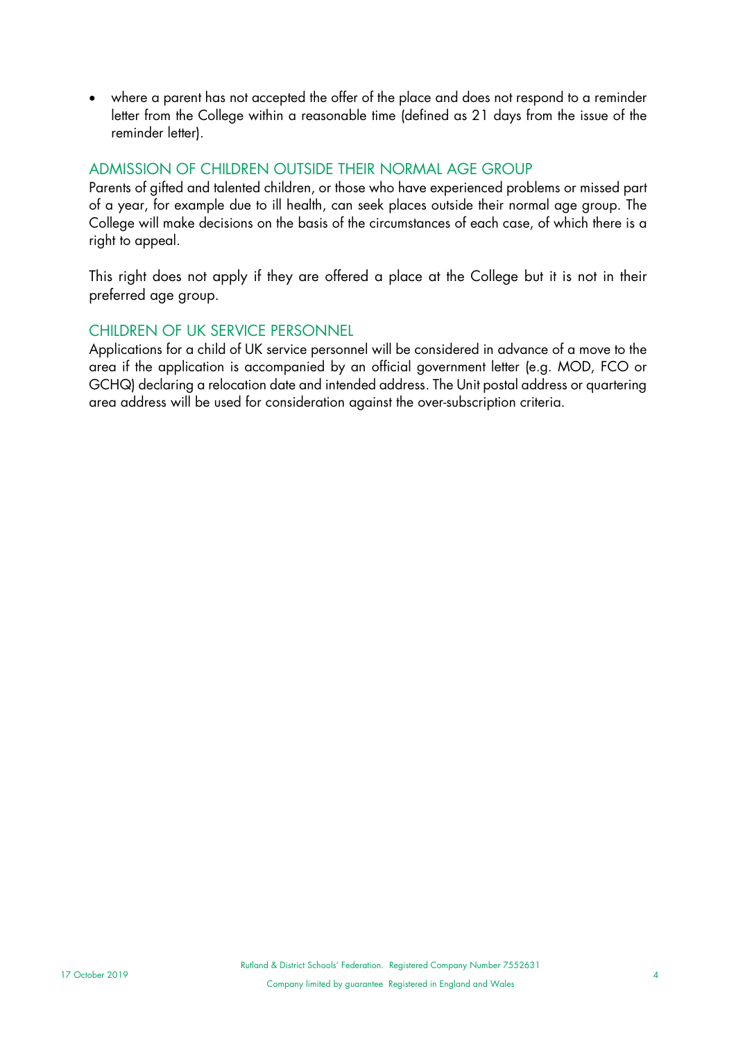- where a parent has not accepted the offer of the place and does not respond to a reminder letter from the College within a reasonable time (defined as 21 days from the issue of the reminder letter).

## ADMISSION OF CHILDREN OUTSIDE THEIR NORMAL AGE GROUP

Parents of gifted and talented children, or those who have experienced problems or missed part of a year, for example due to ill health, can seek places outside their normal age group. The College will make decisions on the basis of the circumstances of each case, of which there is a right to appeal.

This right does not apply if they are offered a place at the College but it is not in their preferred age group.

## CHILDREN OF UK SERVICE PERSONNEL

Applications for a child of UK service personnel will be considered in advance of a move to the area if the application is accompanied by an official government letter (e.g. MOD, FCO or GCHQ) declaring a relocation date and intended address. The Unit postal address or quartering area address will be used for consideration against the over-subscription criteria.